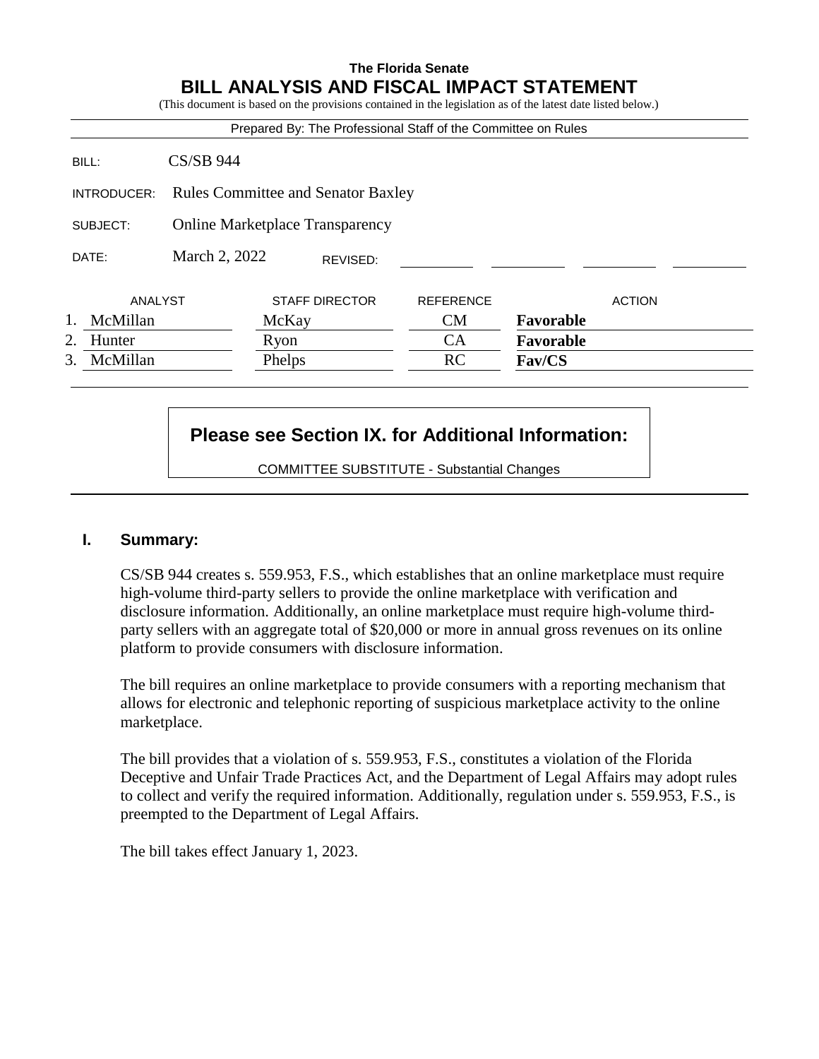**The Florida Senate**

# BILL ANALYSIS AND FISCAL IMPACT STATEMENT

(This document is based on the provisions contained in the legislation as of the latest date listed below.)

Prepared By: The Professional Staff of the Committee on Rules

| | |
|---|---|
| BILL: | CS/SB 944 |
| INTRODUCER: | Rules Committee and Senator Baxley |
| SUBJECT: | Online Marketplace Transparency |
| DATE: | March 2, 2022 REVISED: |

| | ANALYST | STAFF DIRECTOR | REFERENCE | ACTION |
|---|---|---|---|---|
| 1. | McMillan | McKay | CM | **Favorable** |
| 2. | Hunter | Ryon | CA | **Favorable** |
| 3. | McMillan | Phelps | RC | **Fav/CS** |

**Please see Section IX. for Additional Information:**

COMMITTEE SUBSTITUTE - Substantial Changes

## I. Summary:

CS/SB 944 creates s. 559.953, F.S., which establishes that an online marketplace must require high-volume third-party sellers to provide the online marketplace with verification and disclosure information. Additionally, an online marketplace must require high-volume third-party sellers with an aggregate total of $20,000 or more in annual gross revenues on its online platform to provide consumers with disclosure information.

The bill requires an online marketplace to provide consumers with a reporting mechanism that allows for electronic and telephonic reporting of suspicious marketplace activity to the online marketplace.

The bill provides that a violation of s. 559.953, F.S., constitutes a violation of the Florida Deceptive and Unfair Trade Practices Act, and the Department of Legal Affairs may adopt rules to collect and verify the required information. Additionally, regulation under s. 559.953, F.S., is preempted to the Department of Legal Affairs.

The bill takes effect January 1, 2023.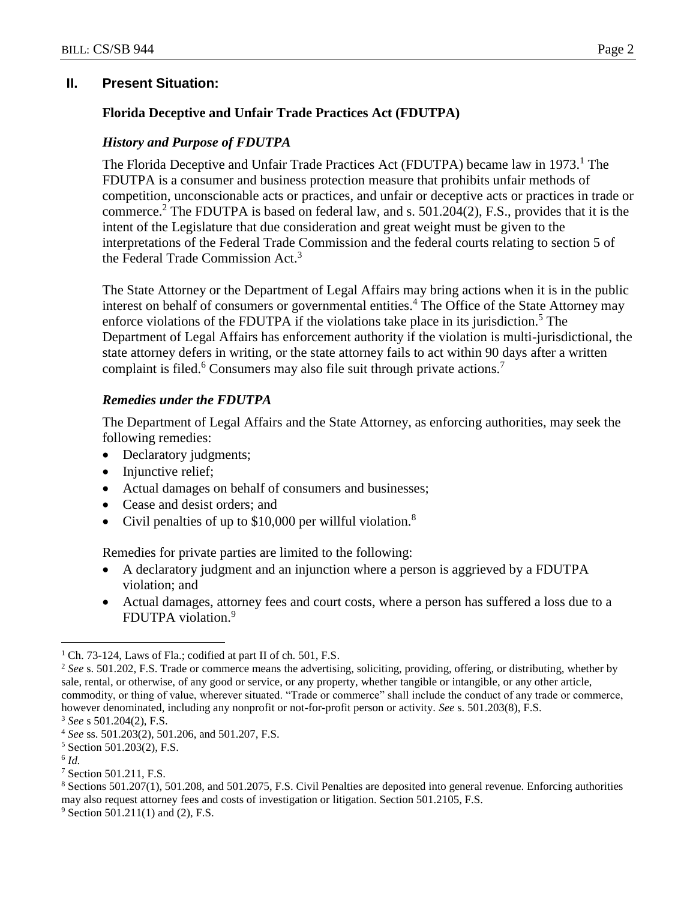## II. Present Situation:

### Florida Deceptive and Unfair Trade Practices Act (FDUTPA)

#### *History and Purpose of FDUTPA*

The Florida Deceptive and Unfair Trade Practices Act (FDUTPA) became law in 1973.[1] The FDUTPA is a consumer and business protection measure that prohibits unfair methods of competition, unconscionable acts or practices, and unfair or deceptive acts or practices in trade or commerce.[2] The FDUTPA is based on federal law, and s. 501.204(2), F.S., provides that it is the intent of the Legislature that due consideration and great weight must be given to the interpretations of the Federal Trade Commission and the federal courts relating to section 5 of the Federal Trade Commission Act.[3]

The State Attorney or the Department of Legal Affairs may bring actions when it is in the public interest on behalf of consumers or governmental entities.[4] The Office of the State Attorney may enforce violations of the FDUTPA if the violations take place in its jurisdiction.[5] The Department of Legal Affairs has enforcement authority if the violation is multi-jurisdictional, the state attorney defers in writing, or the state attorney fails to act within 90 days after a written complaint is filed.[6] Consumers may also file suit through private actions.[7]

#### *Remedies under the FDUTPA*

The Department of Legal Affairs and the State Attorney, as enforcing authorities, may seek the following remedies:

- Declaratory judgments;
- Injunctive relief;
- Actual damages on behalf of consumers and businesses;
- Cease and desist orders; and
- Civil penalties of up to $10,000 per willful violation.[8]

Remedies for private parties are limited to the following:

- A declaratory judgment and an injunction where a person is aggrieved by a FDUTPA violation; and
- Actual damages, attorney fees and court costs, where a person has suffered a loss due to a FDUTPA violation.[9]

---

[1] Ch. 73-124, Laws of Fla.; codified at part II of ch. 501, F.S.

[2] *See* s. 501.202, F.S. Trade or commerce means the advertising, soliciting, providing, offering, or distributing, whether by sale, rental, or otherwise, of any good or service, or any property, whether tangible or intangible, or any other article, commodity, or thing of value, wherever situated. "Trade or commerce" shall include the conduct of any trade or commerce, however denominated, including any nonprofit or not-for-profit person or activity. *See* s. 501.203(8), F.S.

[3] *See* s 501.204(2), F.S.

[4] *See* ss. 501.203(2), 501.206, and 501.207, F.S.

[5] Section 501.203(2), F.S.

[6] *Id.*

[7] Section 501.211, F.S.

[8] Sections 501.207(1), 501.208, and 501.2075, F.S. Civil Penalties are deposited into general revenue. Enforcing authorities may also request attorney fees and costs of investigation or litigation. Section 501.2105, F.S.

[9] Section 501.211(1) and (2), F.S.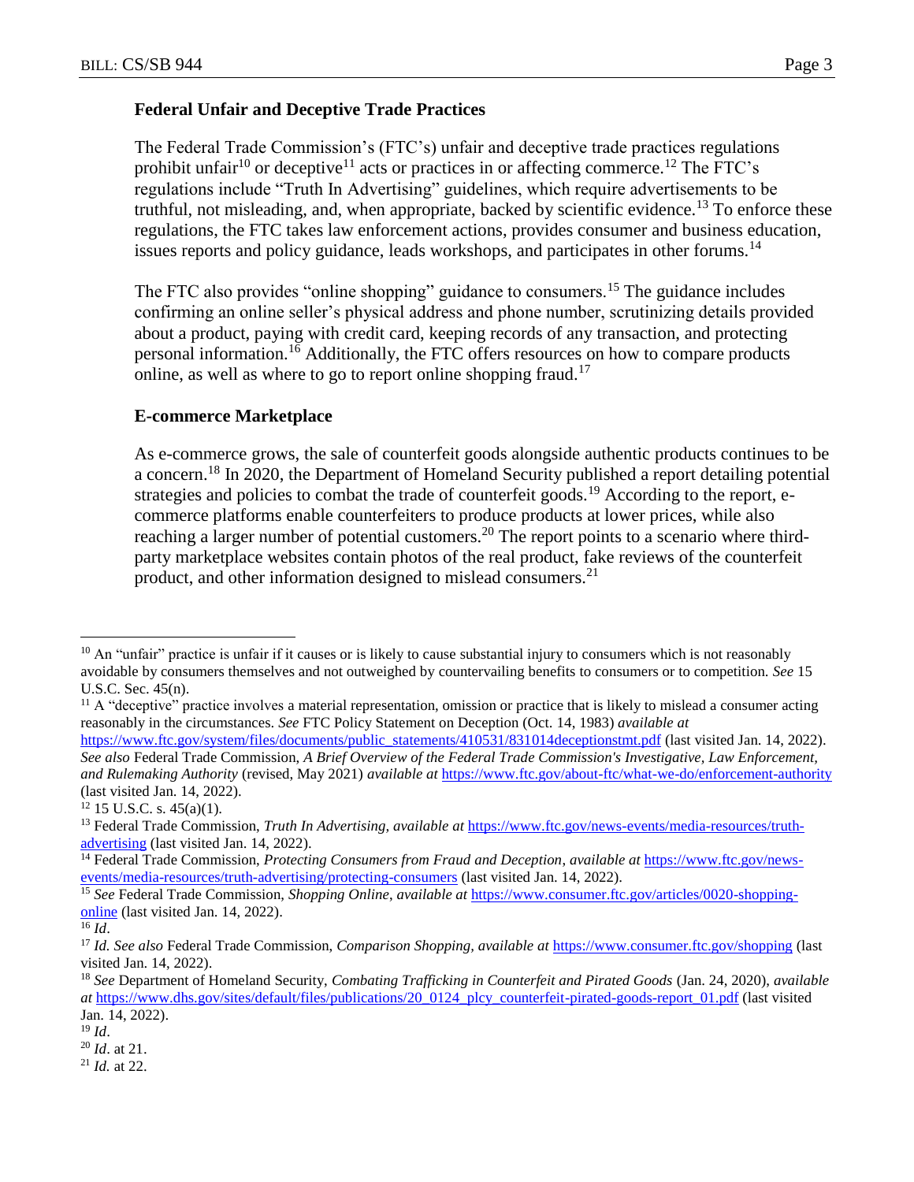**Federal Unfair and Deceptive Trade Practices**

The Federal Trade Commission's (FTC's) unfair and deceptive trade practices regulations prohibit unfair[10] or deceptive[11] acts or practices in or affecting commerce.[12] The FTC's regulations include "Truth In Advertising" guidelines, which require advertisements to be truthful, not misleading, and, when appropriate, backed by scientific evidence.[13] To enforce these regulations, the FTC takes law enforcement actions, provides consumer and business education, issues reports and policy guidance, leads workshops, and participates in other forums.[14]

The FTC also provides "online shopping" guidance to consumers.[15] The guidance includes confirming an online seller's physical address and phone number, scrutinizing details provided about a product, paying with credit card, keeping records of any transaction, and protecting personal information.[16] Additionally, the FTC offers resources on how to compare products online, as well as where to go to report online shopping fraud.[17]

**E-commerce Marketplace**

As e-commerce grows, the sale of counterfeit goods alongside authentic products continues to be a concern.[18] In 2020, the Department of Homeland Security published a report detailing potential strategies and policies to combat the trade of counterfeit goods.[19] According to the report, e-commerce platforms enable counterfeiters to produce products at lower prices, while also reaching a larger number of potential customers.[20] The report points to a scenario where third-party marketplace websites contain photos of the real product, fake reviews of the counterfeit product, and other information designed to mislead consumers.[21]

---

[10] An "unfair" practice is unfair if it causes or is likely to cause substantial injury to consumers which is not reasonably avoidable by consumers themselves and not outweighed by countervailing benefits to consumers or to competition. *See* 15 U.S.C. Sec. 45(n).

[11] A "deceptive" practice involves a material representation, omission or practice that is likely to mislead a consumer acting reasonably in the circumstances. *See* FTC Policy Statement on Deception (Oct. 14, 1983) *available at* https://www.ftc.gov/system/files/documents/public_statements/410531/831014deceptionstmt.pdf (last visited Jan. 14, 2022). *See also* Federal Trade Commission, *A Brief Overview of the Federal Trade Commission's Investigative, Law Enforcement, and Rulemaking Authority* (revised, May 2021) *available at* https://www.ftc.gov/about-ftc/what-we-do/enforcement-authority (last visited Jan. 14, 2022).

[12] 15 U.S.C. s. 45(a)(1).

[13] Federal Trade Commission, *Truth In Advertising, available at* https://www.ftc.gov/news-events/media-resources/truth-advertising (last visited Jan. 14, 2022).

[14] Federal Trade Commission, *Protecting Consumers from Fraud and Deception*, *available at* https://www.ftc.gov/news-events/media-resources/truth-advertising/protecting-consumers (last visited Jan. 14, 2022).

[15] *See* Federal Trade Commission, *Shopping Online*, *available at* https://www.consumer.ftc.gov/articles/0020-shopping-online (last visited Jan. 14, 2022).

[16] *Id*.

[17] *Id. See also* Federal Trade Commission, *Comparison Shopping, available at* https://www.consumer.ftc.gov/shopping (last visited Jan. 14, 2022).

[18] *See* Department of Homeland Security, *Combating Trafficking in Counterfeit and Pirated Goods* (Jan. 24, 2020), *available at* https://www.dhs.gov/sites/default/files/publications/20_0124_plcy_counterfeit-pirated-goods-report_01.pdf (last visited Jan. 14, 2022).

[19] *Id*.

[20] *Id*. at 21.

[21] *Id.* at 22.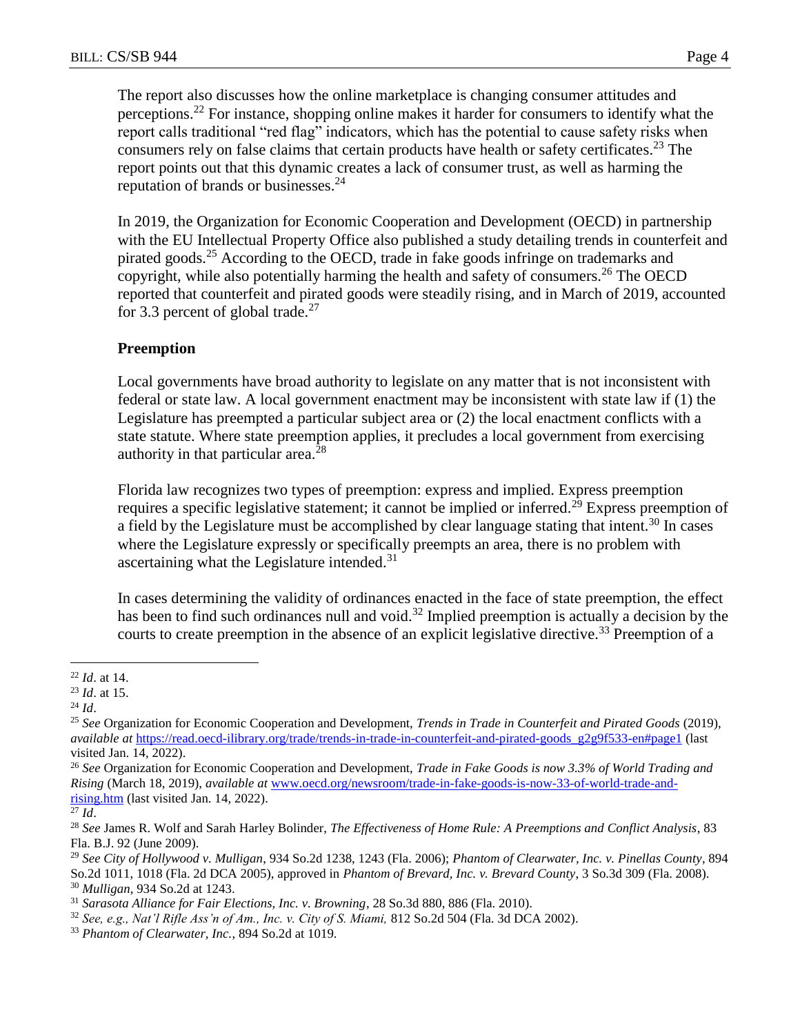The report also discusses how the online marketplace is changing consumer attitudes and perceptions.[22] For instance, shopping online makes it harder for consumers to identify what the report calls traditional "red flag" indicators, which has the potential to cause safety risks when consumers rely on false claims that certain products have health or safety certificates.[23] The report points out that this dynamic creates a lack of consumer trust, as well as harming the reputation of brands or businesses.[24]

In 2019, the Organization for Economic Cooperation and Development (OECD) in partnership with the EU Intellectual Property Office also published a study detailing trends in counterfeit and pirated goods.[25] According to the OECD, trade in fake goods infringe on trademarks and copyright, while also potentially harming the health and safety of consumers.[26] The OECD reported that counterfeit and pirated goods were steadily rising, and in March of 2019, accounted for 3.3 percent of global trade.[27]

**Preemption**

Local governments have broad authority to legislate on any matter that is not inconsistent with federal or state law. A local government enactment may be inconsistent with state law if (1) the Legislature has preempted a particular subject area or (2) the local enactment conflicts with a state statute. Where state preemption applies, it precludes a local government from exercising authority in that particular area.[28]

Florida law recognizes two types of preemption: express and implied. Express preemption requires a specific legislative statement; it cannot be implied or inferred.[29] Express preemption of a field by the Legislature must be accomplished by clear language stating that intent.[30] In cases where the Legislature expressly or specifically preempts an area, there is no problem with ascertaining what the Legislature intended.[31]

In cases determining the validity of ordinances enacted in the face of state preemption, the effect has been to find such ordinances null and void.[32] Implied preemption is actually a decision by the courts to create preemption in the absence of an explicit legislative directive.[33] Preemption of a

---

[22] *Id*. at 14.

[23] *Id*. at 15.

[24] *Id*.

[25] *See* Organization for Economic Cooperation and Development, *Trends in Trade in Counterfeit and Pirated Goods* (2019), *available at* https://read.oecd-ilibrary.org/trade/trends-in-trade-in-counterfeit-and-pirated-goods_g2g9f533-en#page1 (last visited Jan. 14, 2022).

[26] *See* Organization for Economic Cooperation and Development, *Trade in Fake Goods is now 3.3% of World Trading and Rising* (March 18, 2019), *available at* www.oecd.org/newsroom/trade-in-fake-goods-is-now-33-of-world-trade-and-rising.htm (last visited Jan. 14, 2022).

[27] *Id*.

[28] *See* James R. Wolf and Sarah Harley Bolinder, *The Effectiveness of Home Rule: A Preemptions and Conflict Analysis*, 83 Fla. B.J. 92 (June 2009).

[29] *See City of Hollywood v. Mulligan*, 934 So.2d 1238, 1243 (Fla. 2006); *Phantom of Clearwater, Inc. v. Pinellas County*, 894 So.2d 1011, 1018 (Fla. 2d DCA 2005), approved in *Phantom of Brevard, Inc. v. Brevard County*, 3 So.3d 309 (Fla. 2008).

[30] *Mulligan*, 934 So.2d at 1243.

[31] *Sarasota Alliance for Fair Elections, Inc. v. Browning*, 28 So.3d 880, 886 (Fla. 2010).

[32] *See, e.g., Nat'l Rifle Ass'n of Am., Inc. v. City of S. Miami,* 812 So.2d 504 (Fla. 3d DCA 2002).

[33] *Phantom of Clearwater, Inc.*, 894 So.2d at 1019.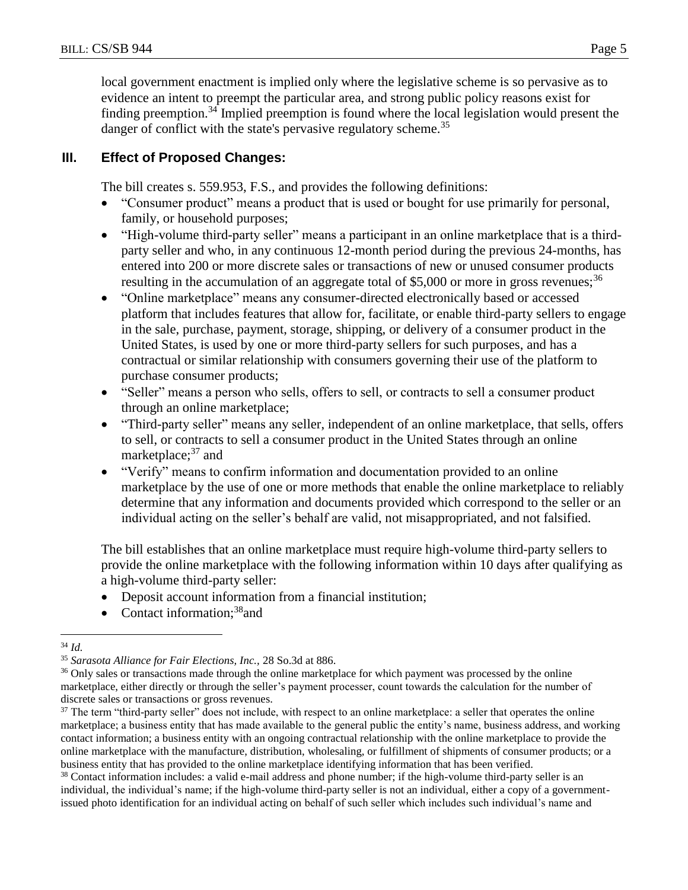local government enactment is implied only where the legislative scheme is so pervasive as to evidence an intent to preempt the particular area, and strong public policy reasons exist for finding preemption.[34] Implied preemption is found where the local legislation would present the danger of conflict with the state's pervasive regulatory scheme.[35]

## III. Effect of Proposed Changes:

The bill creates s. 559.953, F.S., and provides the following definitions:

- "Consumer product" means a product that is used or bought for use primarily for personal, family, or household purposes;
- "High-volume third-party seller" means a participant in an online marketplace that is a third-party seller and who, in any continuous 12-month period during the previous 24-months, has entered into 200 or more discrete sales or transactions of new or unused consumer products resulting in the accumulation of an aggregate total of $5,000 or more in gross revenues;[36]
- "Online marketplace" means any consumer-directed electronically based or accessed platform that includes features that allow for, facilitate, or enable third-party sellers to engage in the sale, purchase, payment, storage, shipping, or delivery of a consumer product in the United States, is used by one or more third-party sellers for such purposes, and has a contractual or similar relationship with consumers governing their use of the platform to purchase consumer products;
- "Seller" means a person who sells, offers to sell, or contracts to sell a consumer product through an online marketplace;
- "Third-party seller" means any seller, independent of an online marketplace, that sells, offers to sell, or contracts to sell a consumer product in the United States through an online marketplace;[37] and
- "Verify" means to confirm information and documentation provided to an online marketplace by the use of one or more methods that enable the online marketplace to reliably determine that any information and documents provided which correspond to the seller or an individual acting on the seller's behalf are valid, not misappropriated, and not falsified.

The bill establishes that an online marketplace must require high-volume third-party sellers to provide the online marketplace with the following information within 10 days after qualifying as a high-volume third-party seller:

- Deposit account information from a financial institution;
- Contact information;[38]and

---

[34] *Id.*

[35] *Sarasota Alliance for Fair Elections, Inc.,* 28 So.3d at 886.

[36] Only sales or transactions made through the online marketplace for which payment was processed by the online marketplace, either directly or through the seller's payment processer, count towards the calculation for the number of discrete sales or transactions or gross revenues.

[37] The term "third-party seller" does not include, with respect to an online marketplace: a seller that operates the online marketplace; a business entity that has made available to the general public the entity's name, business address, and working contact information; a business entity with an ongoing contractual relationship with the online marketplace to provide the online marketplace with the manufacture, distribution, wholesaling, or fulfillment of shipments of consumer products; or a business entity that has provided to the online marketplace identifying information that has been verified.

[38] Contact information includes: a valid e-mail address and phone number; if the high-volume third-party seller is an individual, the individual's name; if the high-volume third-party seller is not an individual, either a copy of a government-issued photo identification for an individual acting on behalf of such seller which includes such individual's name and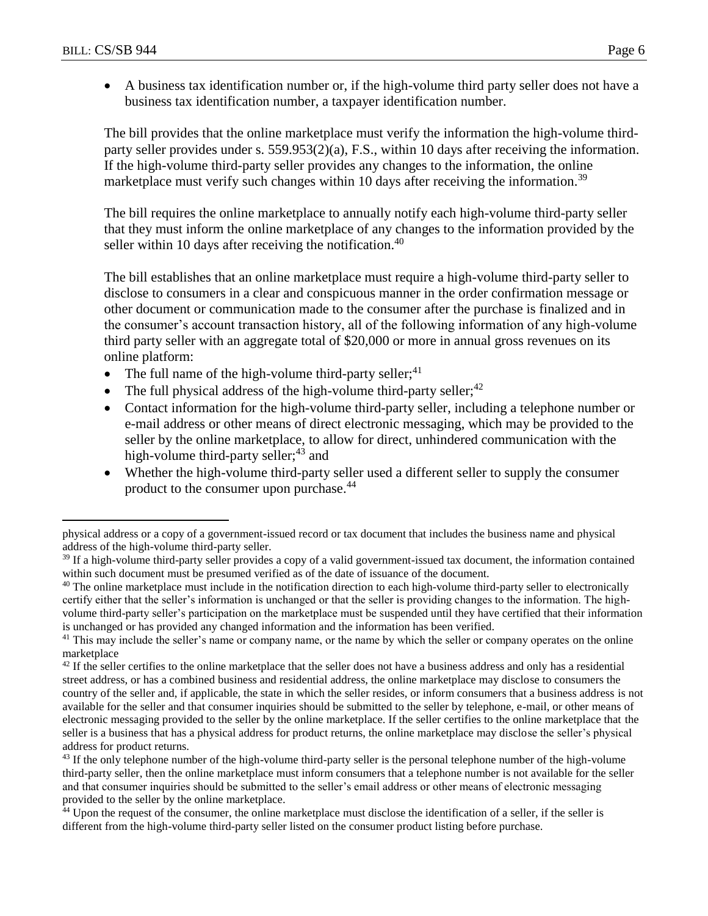- A business tax identification number or, if the high-volume third party seller does not have a business tax identification number, a taxpayer identification number.

The bill provides that the online marketplace must verify the information the high-volume third-party seller provides under s. 559.953(2)(a), F.S., within 10 days after receiving the information. If the high-volume third-party seller provides any changes to the information, the online marketplace must verify such changes within 10 days after receiving the information.[39]

The bill requires the online marketplace to annually notify each high-volume third-party seller that they must inform the online marketplace of any changes to the information provided by the seller within 10 days after receiving the notification.[40]

The bill establishes that an online marketplace must require a high-volume third-party seller to disclose to consumers in a clear and conspicuous manner in the order confirmation message or other document or communication made to the consumer after the purchase is finalized and in the consumer's account transaction history, all of the following information of any high-volume third party seller with an aggregate total of $20,000 or more in annual gross revenues on its online platform:

- The full name of the high-volume third-party seller;[41]
- The full physical address of the high-volume third-party seller;[42]
- Contact information for the high-volume third-party seller, including a telephone number or e-mail address or other means of direct electronic messaging, which may be provided to the seller by the online marketplace, to allow for direct, unhindered communication with the high-volume third-party seller;[43] and
- Whether the high-volume third-party seller used a different seller to supply the consumer product to the consumer upon purchase.[44]

---

physical address or a copy of a government-issued record or tax document that includes the business name and physical address of the high-volume third-party seller.

[39] If a high-volume third-party seller provides a copy of a valid government-issued tax document, the information contained within such document must be presumed verified as of the date of issuance of the document.

[40] The online marketplace must include in the notification direction to each high-volume third-party seller to electronically certify either that the seller's information is unchanged or that the seller is providing changes to the information. The high-volume third-party seller's participation on the marketplace must be suspended until they have certified that their information is unchanged or has provided any changed information and the information has been verified.

[41] This may include the seller's name or company name, or the name by which the seller or company operates on the online marketplace

[42] If the seller certifies to the online marketplace that the seller does not have a business address and only has a residential street address, or has a combined business and residential address, the online marketplace may disclose to consumers the country of the seller and, if applicable, the state in which the seller resides, or inform consumers that a business address is not available for the seller and that consumer inquiries should be submitted to the seller by telephone, e-mail, or other means of electronic messaging provided to the seller by the online marketplace. If the seller certifies to the online marketplace that the seller is a business that has a physical address for product returns, the online marketplace may disclose the seller's physical address for product returns.

[43] If the only telephone number of the high-volume third-party seller is the personal telephone number of the high-volume third-party seller, then the online marketplace must inform consumers that a telephone number is not available for the seller and that consumer inquiries should be submitted to the seller's email address or other means of electronic messaging provided to the seller by the online marketplace.

[44] Upon the request of the consumer, the online marketplace must disclose the identification of a seller, if the seller is different from the high-volume third-party seller listed on the consumer product listing before purchase.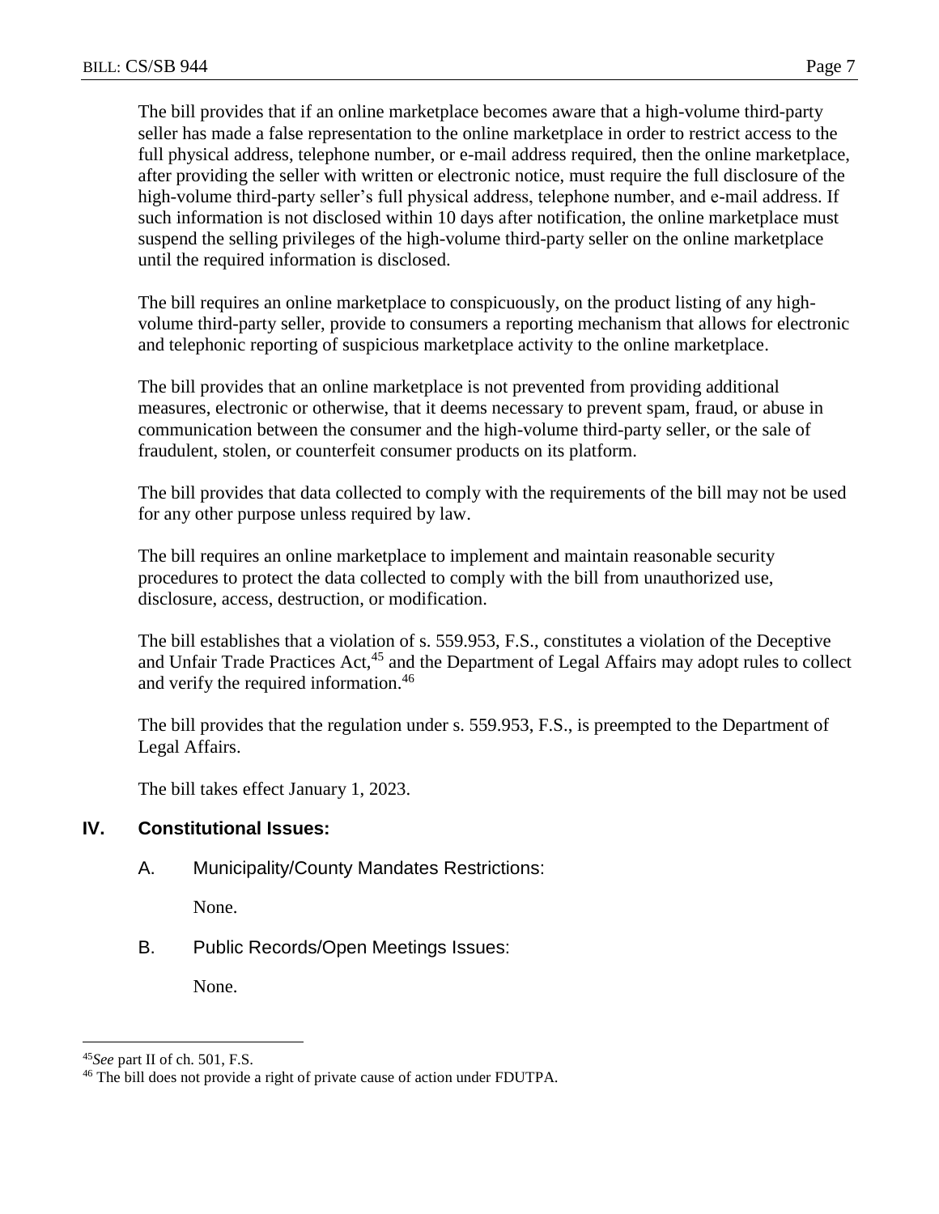The bill provides that if an online marketplace becomes aware that a high-volume third-party seller has made a false representation to the online marketplace in order to restrict access to the full physical address, telephone number, or e-mail address required, then the online marketplace, after providing the seller with written or electronic notice, must require the full disclosure of the high-volume third-party seller's full physical address, telephone number, and e-mail address. If such information is not disclosed within 10 days after notification, the online marketplace must suspend the selling privileges of the high-volume third-party seller on the online marketplace until the required information is disclosed.

The bill requires an online marketplace to conspicuously, on the product listing of any high-volume third-party seller, provide to consumers a reporting mechanism that allows for electronic and telephonic reporting of suspicious marketplace activity to the online marketplace.

The bill provides that an online marketplace is not prevented from providing additional measures, electronic or otherwise, that it deems necessary to prevent spam, fraud, or abuse in communication between the consumer and the high-volume third-party seller, or the sale of fraudulent, stolen, or counterfeit consumer products on its platform.

The bill provides that data collected to comply with the requirements of the bill may not be used for any other purpose unless required by law.

The bill requires an online marketplace to implement and maintain reasonable security procedures to protect the data collected to comply with the bill from unauthorized use, disclosure, access, destruction, or modification.

The bill establishes that a violation of s. 559.953, F.S., constitutes a violation of the Deceptive and Unfair Trade Practices Act,[45] and the Department of Legal Affairs may adopt rules to collect and verify the required information.[46]

The bill provides that the regulation under s. 559.953, F.S., is preempted to the Department of Legal Affairs.

The bill takes effect January 1, 2023.

## IV. Constitutional Issues:

### A. Municipality/County Mandates Restrictions:

None.

### B. Public Records/Open Meetings Issues:

None.

---

[45] *See* part II of ch. 501, F.S.

[46] The bill does not provide a right of private cause of action under FDUTPA.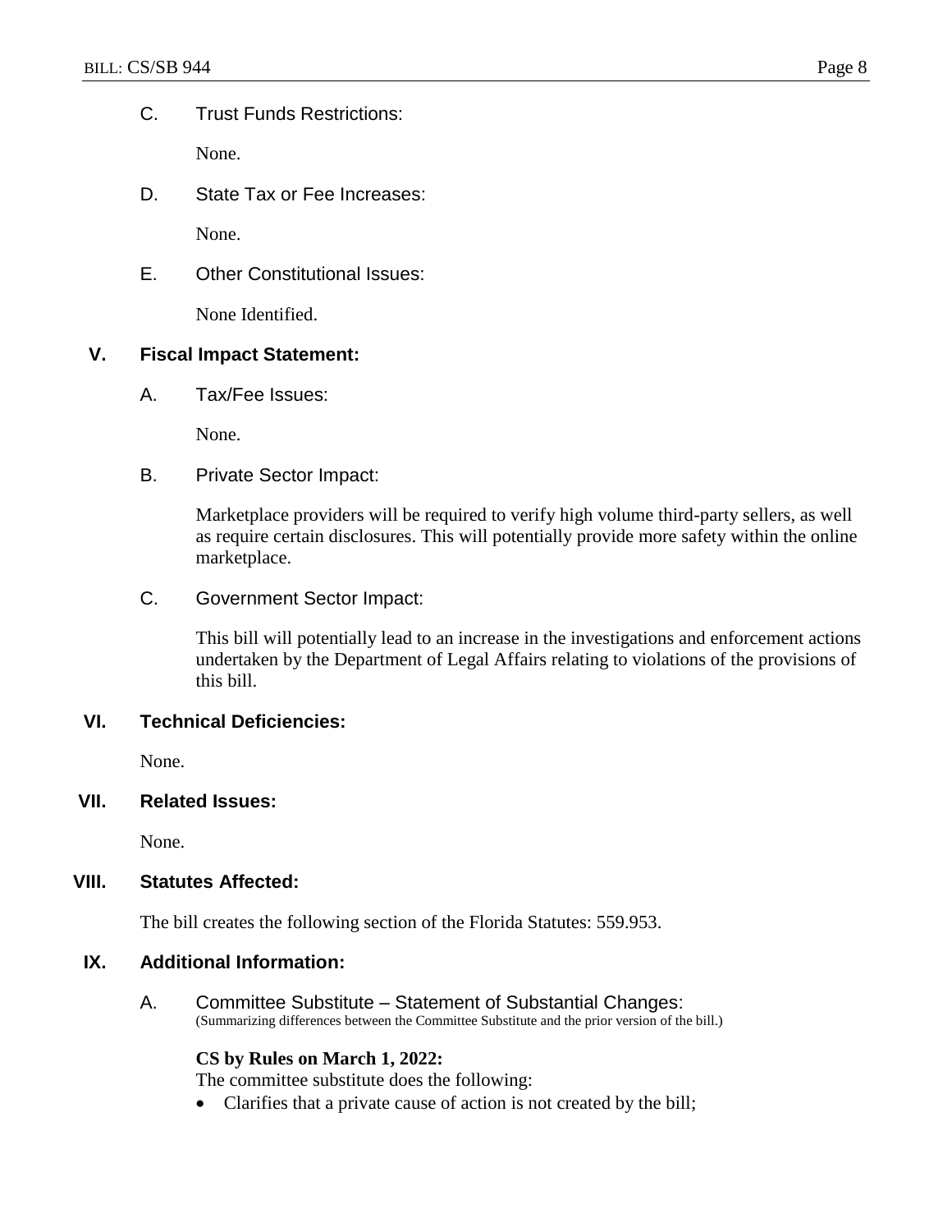C. Trust Funds Restrictions:

None.

D. State Tax or Fee Increases:

None.

E. Other Constitutional Issues:

None Identified.

## V. Fiscal Impact Statement:

A. Tax/Fee Issues:

None.

B. Private Sector Impact:

Marketplace providers will be required to verify high volume third-party sellers, as well as require certain disclosures. This will potentially provide more safety within the online marketplace.

C. Government Sector Impact:

This bill will potentially lead to an increase in the investigations and enforcement actions undertaken by the Department of Legal Affairs relating to violations of the provisions of this bill.

## VI. Technical Deficiencies:

None.

## VII. Related Issues:

None.

## VIII. Statutes Affected:

The bill creates the following section of the Florida Statutes: 559.953.

## IX. Additional Information:

A. Committee Substitute – Statement of Substantial Changes:
(Summarizing differences between the Committee Substitute and the prior version of the bill.)

**CS by Rules on March 1, 2022:**
The committee substitute does the following:

- Clarifies that a private cause of action is not created by the bill;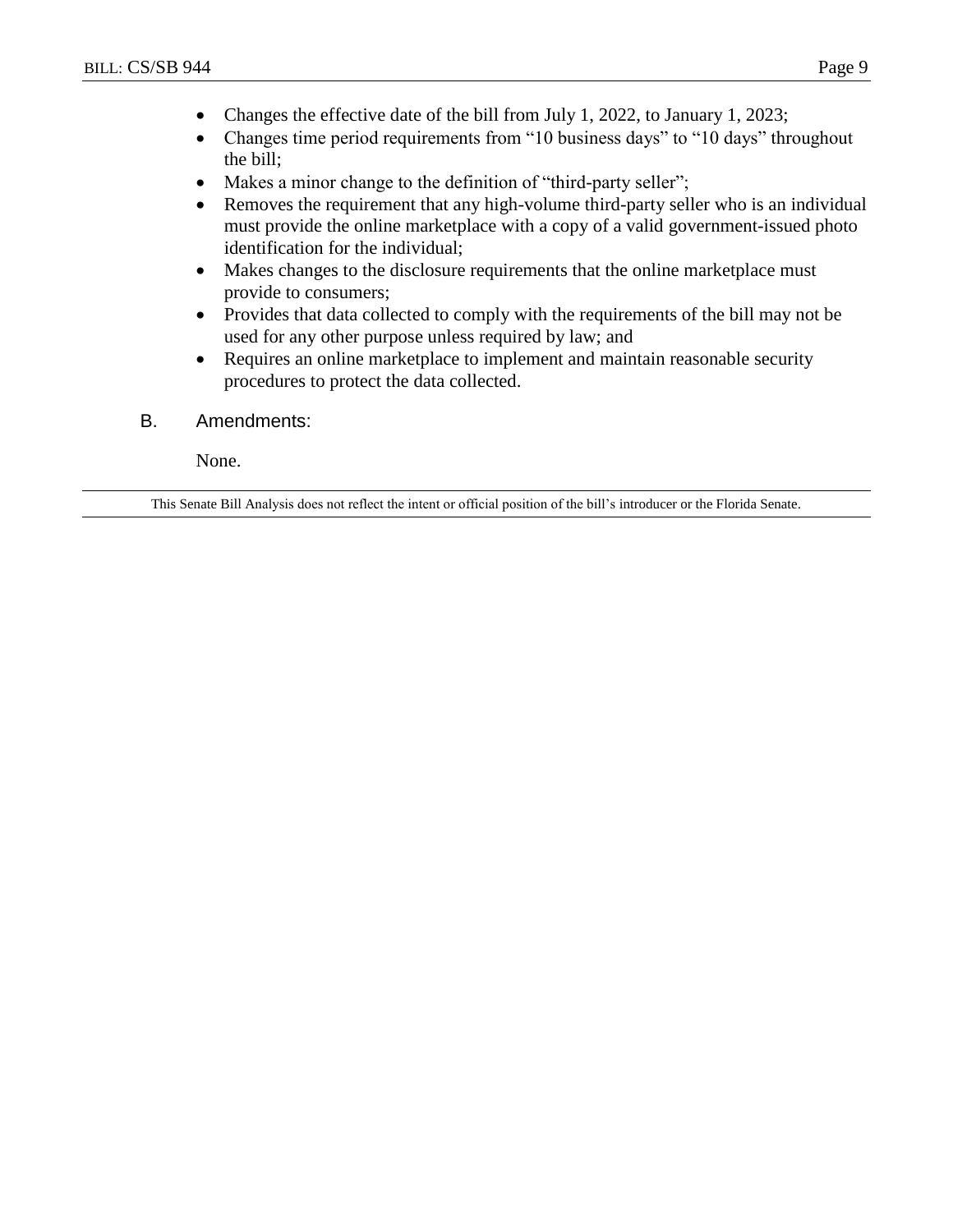- Changes the effective date of the bill from July 1, 2022, to January 1, 2023;
- Changes time period requirements from "10 business days" to "10 days" throughout the bill;
- Makes a minor change to the definition of "third-party seller";
- Removes the requirement that any high-volume third-party seller who is an individual must provide the online marketplace with a copy of a valid government-issued photo identification for the individual;
- Makes changes to the disclosure requirements that the online marketplace must provide to consumers;
- Provides that data collected to comply with the requirements of the bill may not be used for any other purpose unless required by law; and
- Requires an online marketplace to implement and maintain reasonable security procedures to protect the data collected.

B. Amendments:

None.

This Senate Bill Analysis does not reflect the intent or official position of the bill's introducer or the Florida Senate.